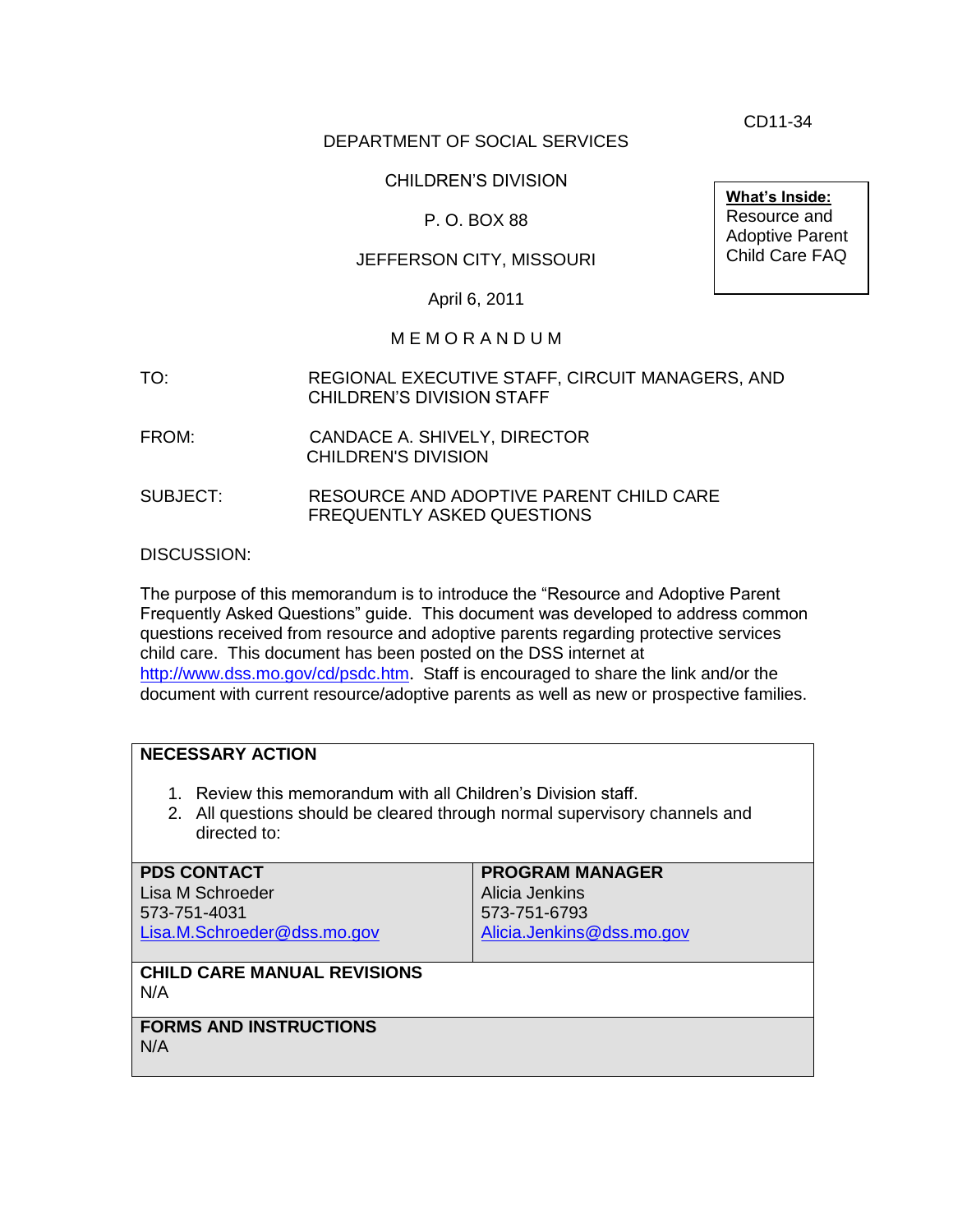CD11-34

DEPARTMENT OF SOCIAL SERVICES

CHILDREN'S DIVISION

P. O. BOX 88

JEFFERSON CITY, MISSOURI

April 6, 2011

**What's Inside:**
Resource and Adoptive Parent Child Care FAQ

M E M O R A N D U M

TO: REGIONAL EXECUTIVE STAFF, CIRCUIT MANAGERS, AND CHILDREN'S DIVISION STAFF

FROM: CANDACE A. SHIVELY, DIRECTOR
CHILDREN'S DIVISION

SUBJECT: RESOURCE AND ADOPTIVE PARENT CHILD CARE FREQUENTLY ASKED QUESTIONS

DISCUSSION:

The purpose of this memorandum is to introduce the "Resource and Adoptive Parent Frequently Asked Questions" guide. This document was developed to address common questions received from resource and adoptive parents regarding protective services child care. This document has been posted on the DSS internet at http://www.dss.mo.gov/cd/psdc.htm. Staff is encouraged to share the link and/or the document with current resource/adoptive parents as well as new or prospective families.

**NECESSARY ACTION**

1. Review this memorandum with all Children's Division staff.
2. All questions should be cleared through normal supervisory channels and directed to:

| **PDS CONTACT** | **PROGRAM MANAGER** |
|---|---|
| Lisa M Schroeder<br>573-751-4031<br>Lisa.M.Schroeder@dss.mo.gov | Alicia Jenkins<br>573-751-6793<br>Alicia.Jenkins@dss.mo.gov |

**CHILD CARE MANUAL REVISIONS**
N/A

**FORMS AND INSTRUCTIONS**
N/A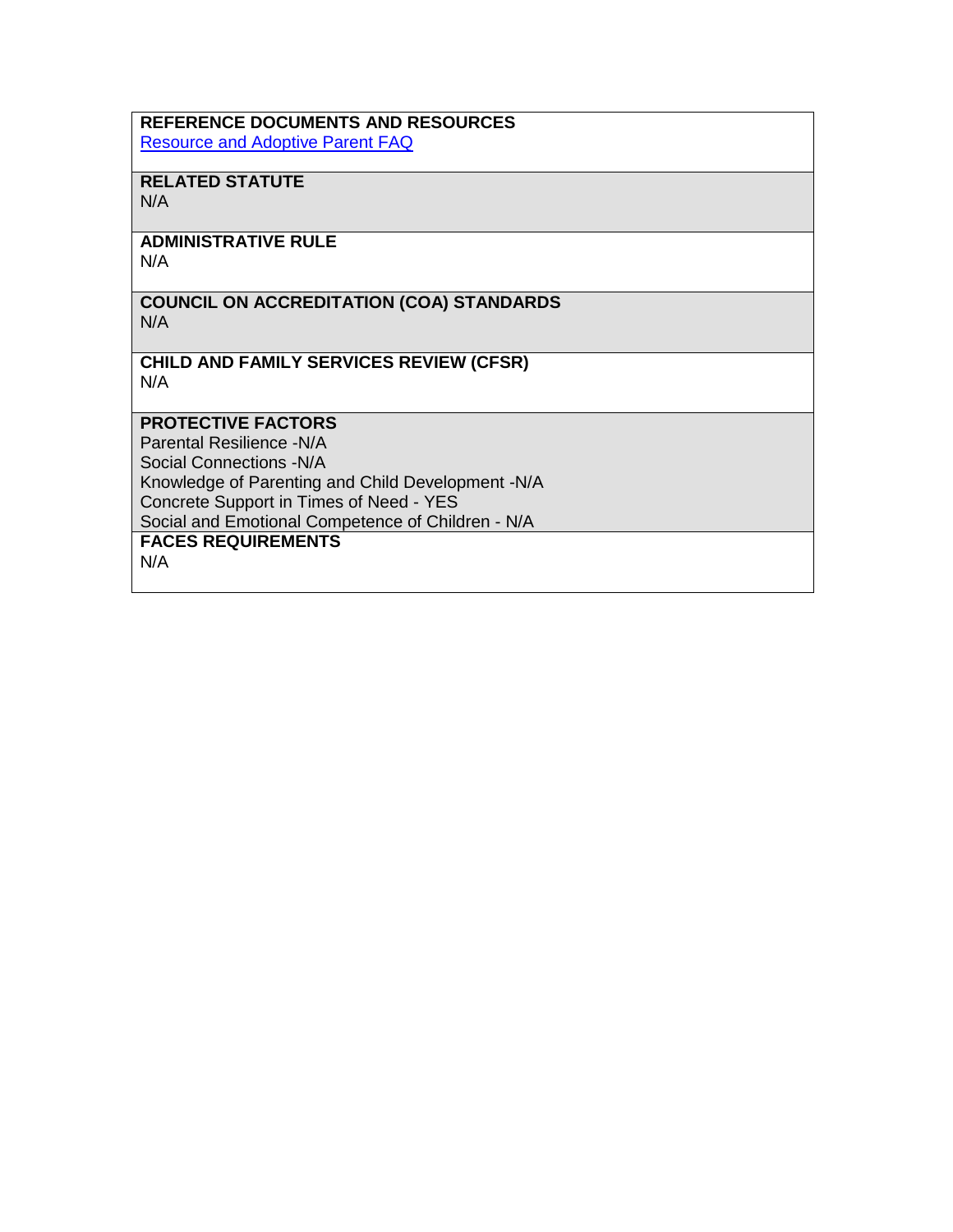**REFERENCE DOCUMENTS AND RESOURCES**
Resource and Adoptive Parent FAQ

**RELATED STATUTE**
N/A

**ADMINISTRATIVE RULE**
N/A

**COUNCIL ON ACCREDITATION (COA) STANDARDS**
N/A

**CHILD AND FAMILY SERVICES REVIEW (CFSR)**
N/A

**PROTECTIVE FACTORS**
Parental Resilience -N/A
Social Connections -N/A
Knowledge of Parenting and Child Development -N/A
Concrete Support in Times of Need - YES
Social and Emotional Competence of Children - N/A

**FACES REQUIREMENTS**
N/A